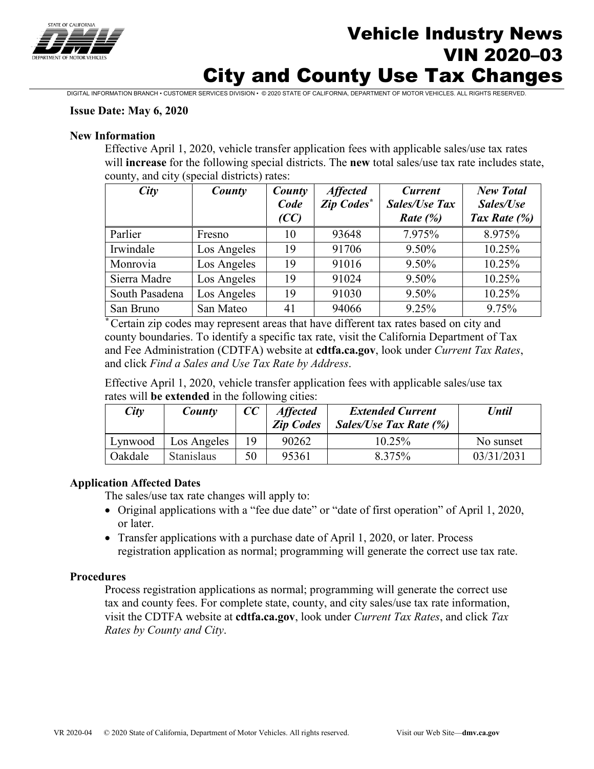# Vehicle Industry News
# VIN 2020–03
# City and County Use Tax Changes

DIGITAL INFORMATION BRANCH • CUSTOMER SERVICES DIVISION • © 2020 STATE OF CALIFORNIA, DEPARTMENT OF MOTOR VEHICLES. ALL RIGHTS RESERVED.

**Issue Date: May 6, 2020**

**New Information**

Effective April 1, 2020, vehicle transfer application fees with applicable sales/use tax rates will **increase** for the following special districts. The **new** total sales/use tax rate includes state, county, and city (special districts) rates:

| *City* | *County* | *County Code (CC)* | *Affected Zip Codes\** | *Current Sales/Use Tax Rate (%)* | *New Total Sales/Use Tax Rate (%)* |
|---|---|---|---|---|---|
| Parlier | Fresno | 10 | 93648 | 7.975% | 8.975% |
| Irwindale | Los Angeles | 19 | 91706 | 9.50% | 10.25% |
| Monrovia | Los Angeles | 19 | 91016 | 9.50% | 10.25% |
| Sierra Madre | Los Angeles | 19 | 91024 | 9.50% | 10.25% |
| South Pasadena | Los Angeles | 19 | 91030 | 9.50% | 10.25% |
| San Bruno | San Mateo | 41 | 94066 | 9.25% | 9.75% |

\* Certain zip codes may represent areas that have different tax rates based on city and county boundaries. To identify a specific tax rate, visit the California Department of Tax and Fee Administration (CDTFA) website at **cdtfa.ca.gov**, look under *Current Tax Rates*, and click *Find a Sales and Use Tax Rate by Address*.

Effective April 1, 2020, vehicle transfer application fees with applicable sales/use tax rates will **be extended** in the following cities:

| *City* | *County* | *CC* | *Affected Zip Codes* | *Extended Current Sales/Use Tax Rate (%)* | *Until* |
|---|---|---|---|---|---|
| Lynwood | Los Angeles | 19 | 90262 | 10.25% | No sunset |
| Oakdale | Stanislaus | 50 | 95361 | 8.375% | 03/31/2031 |

**Application Affected Dates**

The sales/use tax rate changes will apply to:

- Original applications with a "fee due date" or "date of first operation" of April 1, 2020, or later.
- Transfer applications with a purchase date of April 1, 2020, or later. Process registration application as normal; programming will generate the correct use tax rate.

**Procedures**

Process registration applications as normal; programming will generate the correct use tax and county fees. For complete state, county, and city sales/use tax rate information, visit the CDTFA website at **cdtfa.ca.gov**, look under *Current Tax Rates*, and click *Tax Rates by County and City*.

VR 2020-04 © 2020 State of California, Department of Motor Vehicles. All rights reserved. Visit our Web Site—**dmv.ca.gov**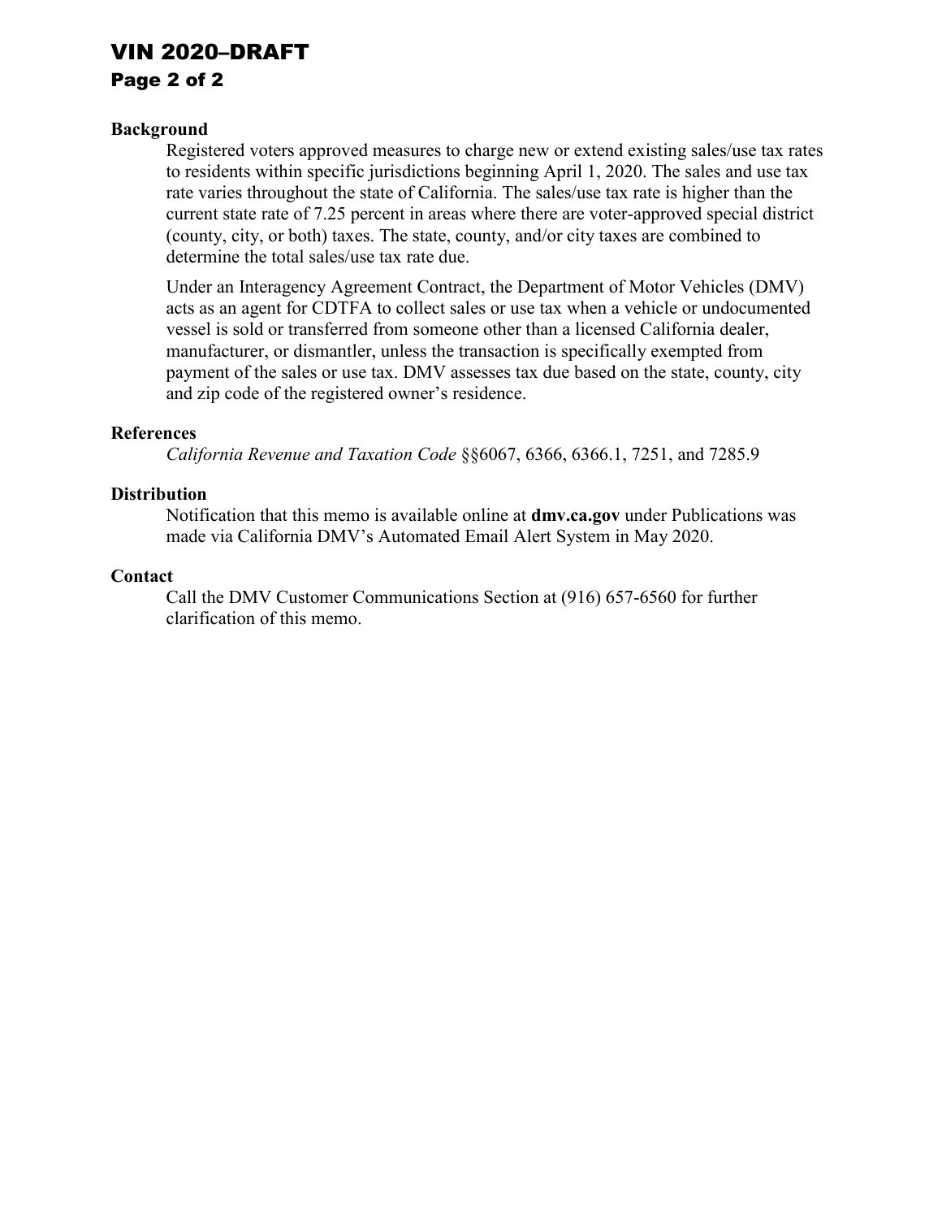**Background**

Registered voters approved measures to charge new or extend existing sales/use tax rates to residents within specific jurisdictions beginning April 1, 2020. The sales and use tax rate varies throughout the state of California. The sales/use tax rate is higher than the current state rate of 7.25 percent in areas where there are voter-approved special district (county, city, or both) taxes. The state, county, and/or city taxes are combined to determine the total sales/use tax rate due.

Under an Interagency Agreement Contract, the Department of Motor Vehicles (DMV) acts as an agent for CDTFA to collect sales or use tax when a vehicle or undocumented vessel is sold or transferred from someone other than a licensed California dealer, manufacturer, or dismantler, unless the transaction is specifically exempted from payment of the sales or use tax. DMV assesses tax due based on the state, county, city and zip code of the registered owner's residence.

**References**

*California Revenue and Taxation Code* §§6067, 6366, 6366.1, 7251, and 7285.9

**Distribution**

Notification that this memo is available online at **dmv.ca.gov** under Publications was made via California DMV's Automated Email Alert System in May 2020.

**Contact**

Call the DMV Customer Communications Section at (916) 657-6560 for further clarification of this memo.